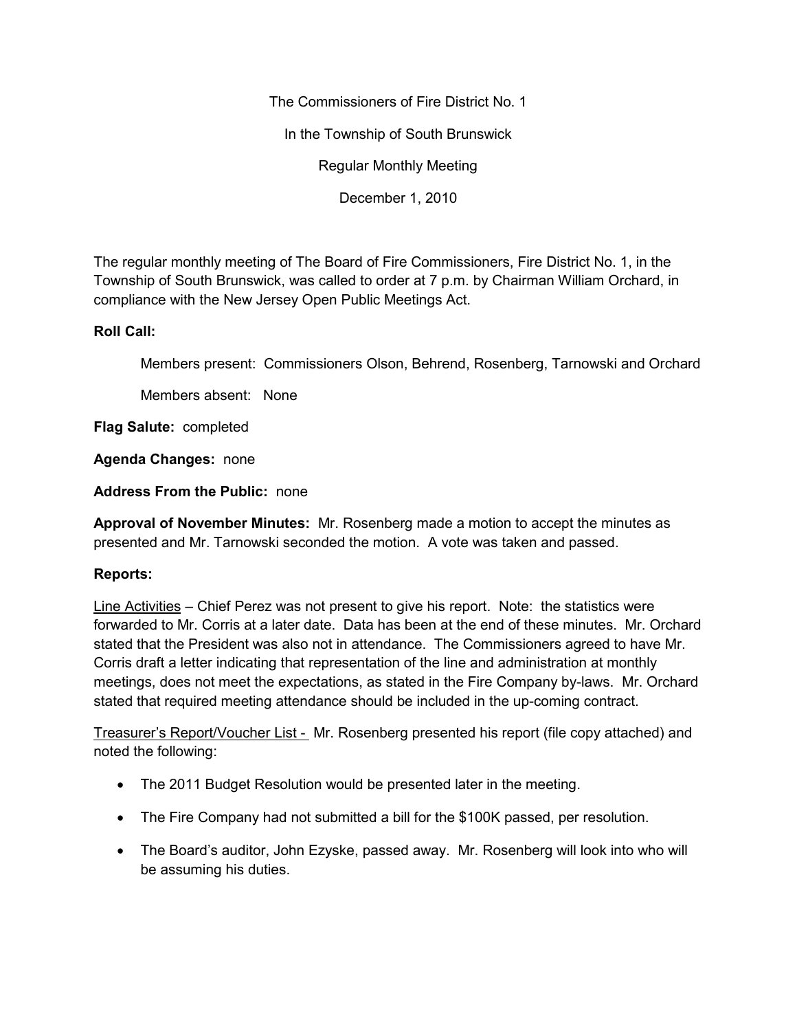The Commissioners of Fire District No. 1

In the Township of South Brunswick

Regular Monthly Meeting

December 1, 2010

The regular monthly meeting of The Board of Fire Commissioners, Fire District No. 1, in the Township of South Brunswick, was called to order at 7 p.m. by Chairman William Orchard, in compliance with the New Jersey Open Public Meetings Act.

**Roll Call:**

Members present: Commissioners Olson, Behrend, Rosenberg, Tarnowski and Orchard

Members absent: None

**Flag Salute:** completed

**Agenda Changes:** none

**Address From the Public:** none

**Approval of November Minutes:** Mr. Rosenberg made a motion to accept the minutes as presented and Mr. Tarnowski seconded the motion. A vote was taken and passed.

**Reports:**

Line Activities – Chief Perez was not present to give his report. Note: the statistics were forwarded to Mr. Corris at a later date. Data has been at the end of these minutes. Mr. Orchard stated that the President was also not in attendance. The Commissioners agreed to have Mr. Corris draft a letter indicating that representation of the line and administration at monthly meetings, does not meet the expectations, as stated in the Fire Company by-laws. Mr. Orchard stated that required meeting attendance should be included in the up-coming contract.

Treasurer's Report/Voucher List - Mr. Rosenberg presented his report (file copy attached) and noted the following:

- The 2011 Budget Resolution would be presented later in the meeting.
- The Fire Company had not submitted a bill for the $100K passed, per resolution.
- The Board's auditor, John Ezyske, passed away. Mr. Rosenberg will look into who will be assuming his duties.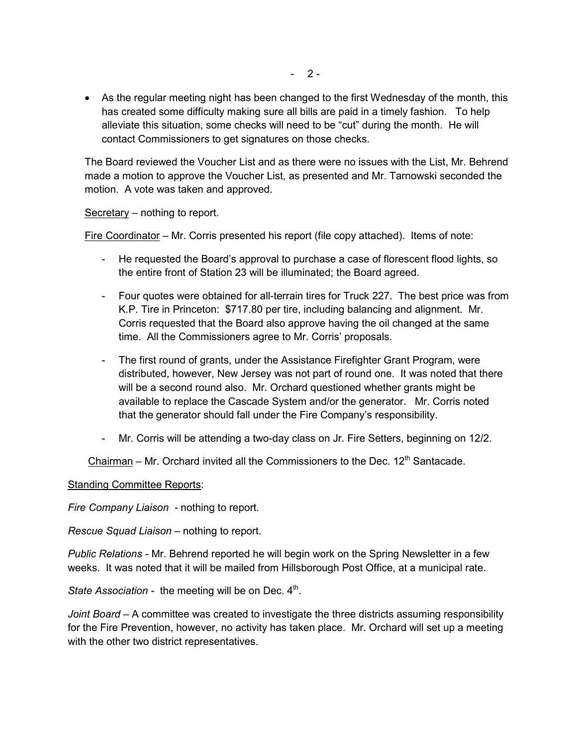- As the regular meeting night has been changed to the first Wednesday of the month, this has created some difficulty making sure all bills are paid in a timely fashion. To help alleviate this situation, some checks will need to be "cut" during the month. He will contact Commissioners to get signatures on those checks.

The Board reviewed the Voucher List and as there were no issues with the List, Mr. Behrend made a motion to approve the Voucher List, as presented and Mr. Tarnowski seconded the motion. A vote was taken and approved.

<u>Secretary</u> – nothing to report.

<u>Fire Coordinator</u> – Mr. Corris presented his report (file copy attached). Items of note:

- He requested the Board's approval to purchase a case of florescent flood lights, so the entire front of Station 23 will be illuminated; the Board agreed.
- Four quotes were obtained for all-terrain tires for Truck 227. The best price was from K.P. Tire in Princeton: $717.80 per tire, including balancing and alignment. Mr. Corris requested that the Board also approve having the oil changed at the same time. All the Commissioners agree to Mr. Corris' proposals.
- The first round of grants, under the Assistance Firefighter Grant Program, were distributed, however, New Jersey was not part of round one. It was noted that there will be a second round also. Mr. Orchard questioned whether grants might be available to replace the Cascade System and/or the generator. Mr. Corris noted that the generator should fall under the Fire Company's responsibility.
- Mr. Corris will be attending a two-day class on Jr. Fire Setters, beginning on 12/2.

<u>Chairman</u> – Mr. Orchard invited all the Commissioners to the Dec. 12th Santacade.

<u>Standing Committee Reports</u>:

*Fire Company Liaison* - nothing to report.

*Rescue Squad Liaison* – nothing to report.

*Public Relations* - Mr. Behrend reported he will begin work on the Spring Newsletter in a few weeks. It was noted that it will be mailed from Hillsborough Post Office, at a municipal rate.

*State Association* - the meeting will be on Dec. 4th.

*Joint Board* – A committee was created to investigate the three districts assuming responsibility for the Fire Prevention, however, no activity has taken place. Mr. Orchard will set up a meeting with the other two district representatives.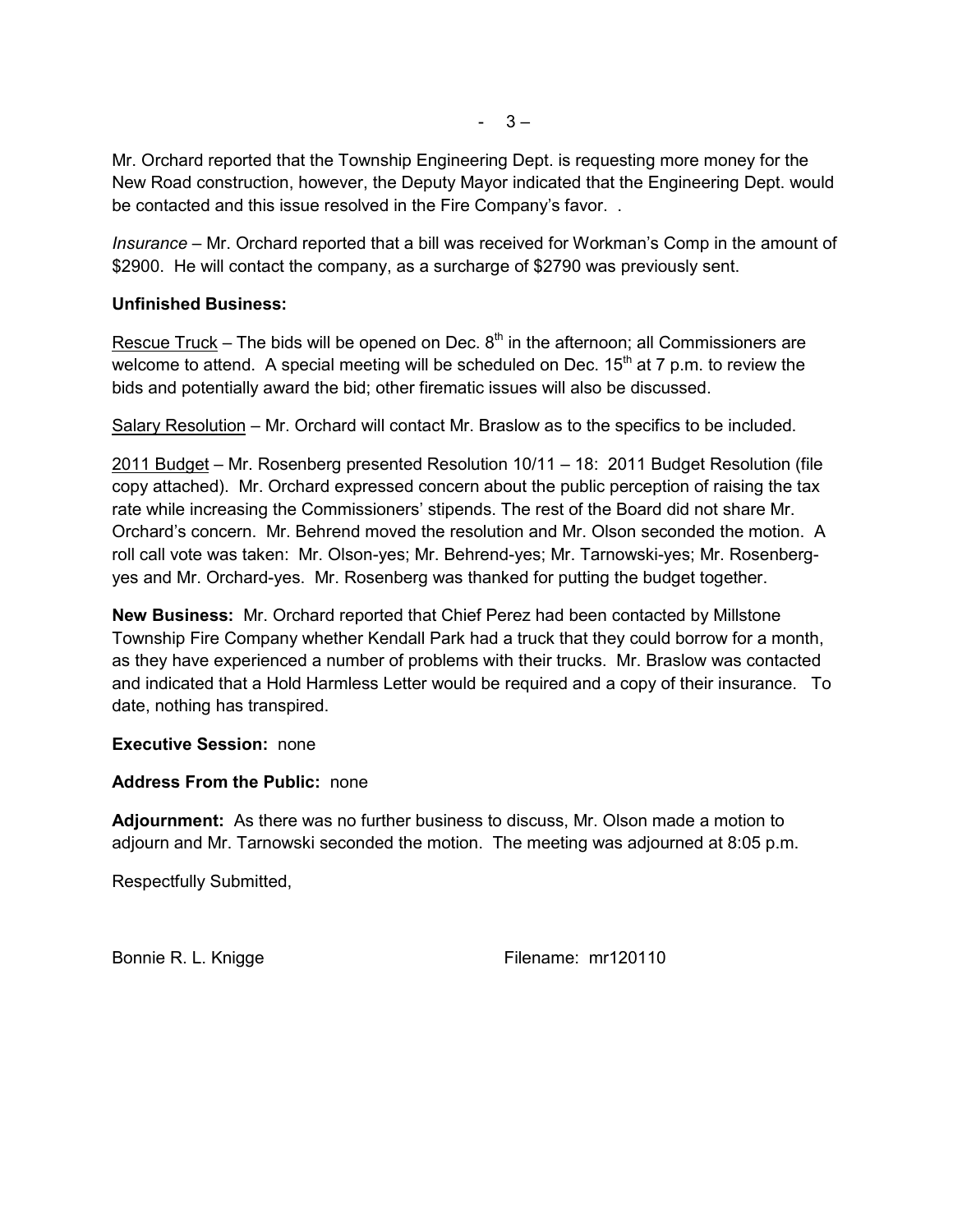Mr. Orchard reported that the Township Engineering Dept. is requesting more money for the New Road construction, however, the Deputy Mayor indicated that the Engineering Dept. would be contacted and this issue resolved in the Fire Company's favor. .

*Insurance* – Mr. Orchard reported that a bill was received for Workman's Comp in the amount of $2900. He will contact the company, as a surcharge of $2790 was previously sent.

**Unfinished Business:**

<u>Rescue Truck</u> – The bids will be opened on Dec. 8th in the afternoon; all Commissioners are welcome to attend. A special meeting will be scheduled on Dec. 15th at 7 p.m. to review the bids and potentially award the bid; other firematic issues will also be discussed.

<u>Salary Resolution</u> – Mr. Orchard will contact Mr. Braslow as to the specifics to be included.

<u>2011 Budget</u> – Mr. Rosenberg presented Resolution 10/11 – 18: 2011 Budget Resolution (file copy attached). Mr. Orchard expressed concern about the public perception of raising the tax rate while increasing the Commissioners' stipends. The rest of the Board did not share Mr. Orchard's concern. Mr. Behrend moved the resolution and Mr. Olson seconded the motion. A roll call vote was taken: Mr. Olson-yes; Mr. Behrend-yes; Mr. Tarnowski-yes; Mr. Rosenberg-yes and Mr. Orchard-yes. Mr. Rosenberg was thanked for putting the budget together.

**New Business:** Mr. Orchard reported that Chief Perez had been contacted by Millstone Township Fire Company whether Kendall Park had a truck that they could borrow for a month, as they have experienced a number of problems with their trucks. Mr. Braslow was contacted and indicated that a Hold Harmless Letter would be required and a copy of their insurance. To date, nothing has transpired.

**Executive Session:** none

**Address From the Public:** none

**Adjournment:** As there was no further business to discuss, Mr. Olson made a motion to adjourn and Mr. Tarnowski seconded the motion. The meeting was adjourned at 8:05 p.m.

Respectfully Submitted,

Bonnie R. L. Knigge                    Filename: mr120110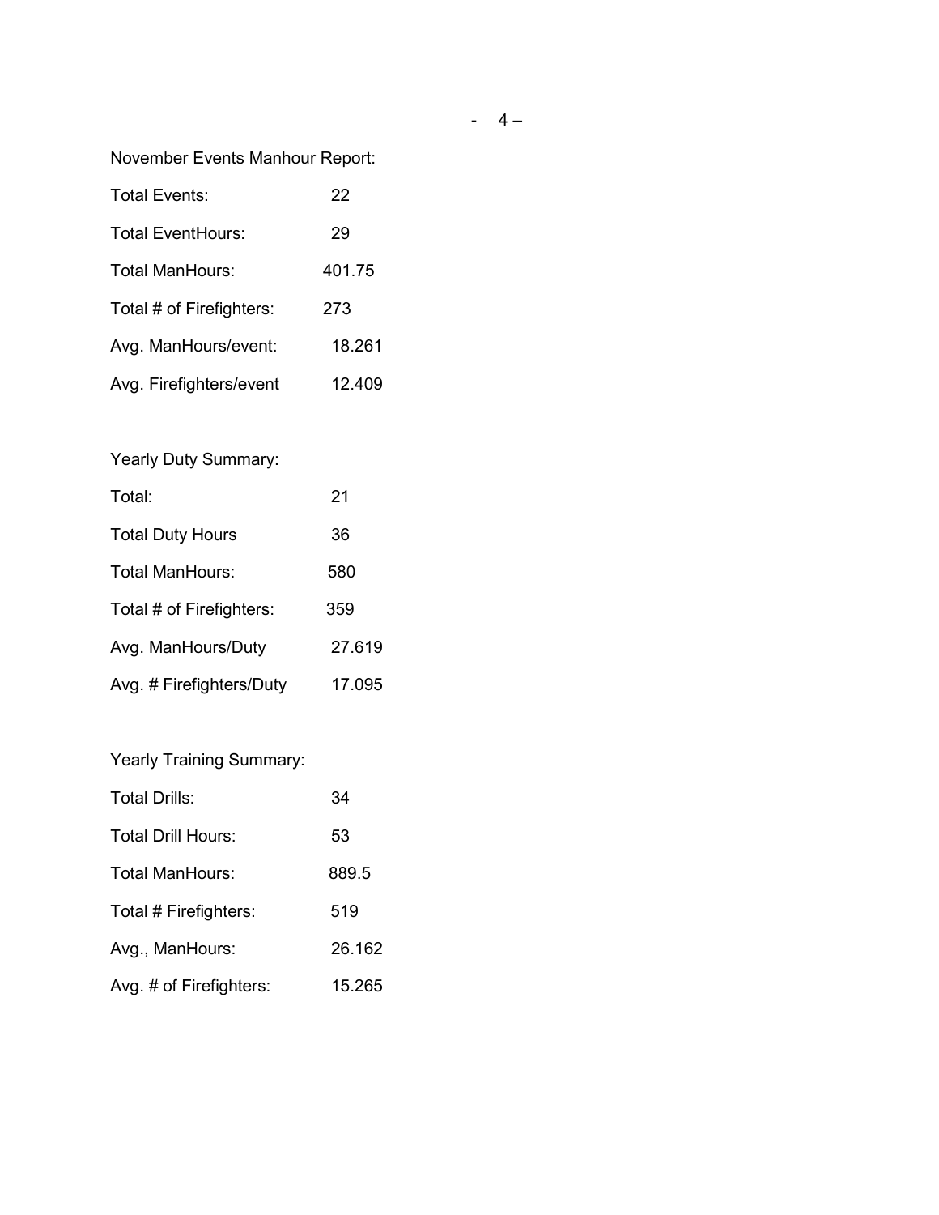November Events Manhour Report:

| | |
|---|---|
| Total Events: | 22 |
| Total EventHours: | 29 |
| Total ManHours: | 401.75 |
| Total # of Firefighters: | 273 |
| Avg. ManHours/event: | 18.261 |
| Avg. Firefighters/event | 12.409 |

Yearly Duty Summary:

| | |
|---|---|
| Total: | 21 |
| Total Duty Hours | 36 |
| Total ManHours: | 580 |
| Total # of Firefighters: | 359 |
| Avg. ManHours/Duty | 27.619 |
| Avg. # Firefighters/Duty | 17.095 |

Yearly Training Summary:

| | |
|---|---|
| Total Drills: | 34 |
| Total Drill Hours: | 53 |
| Total ManHours: | 889.5 |
| Total # Firefighters: | 519 |
| Avg., ManHours: | 26.162 |
| Avg. # of Firefighters: | 15.265 |